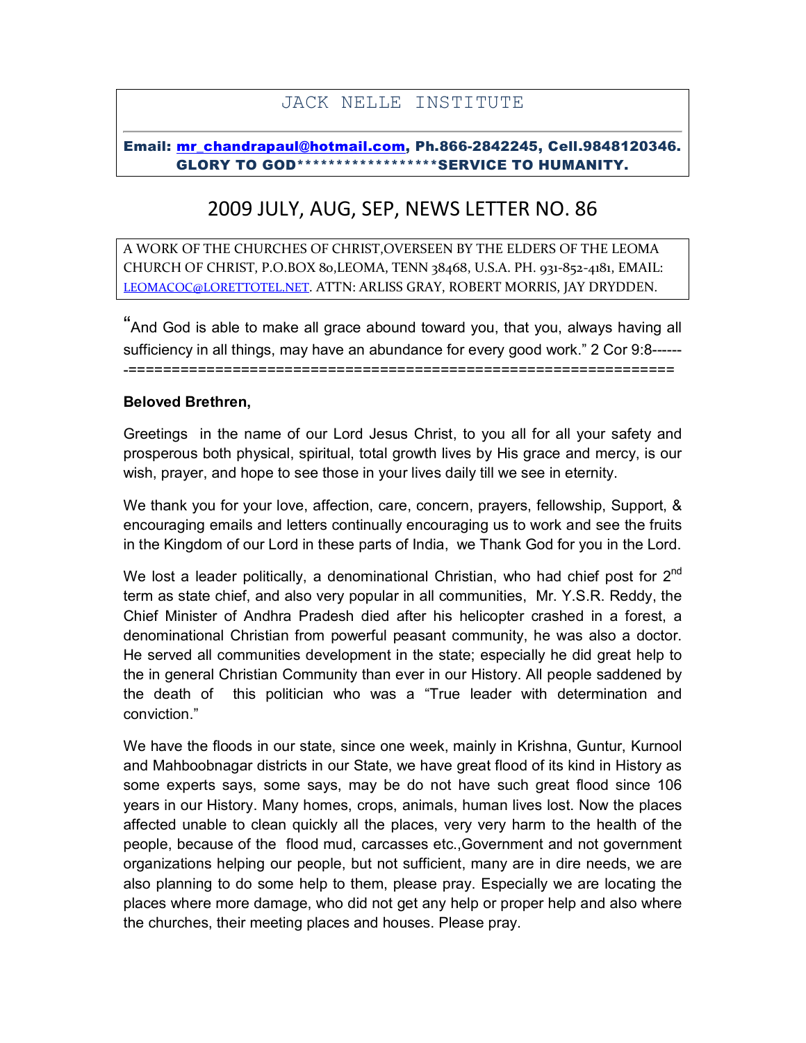# JACK NELLE INSTITUTE

**Email: mr_chandrapaul@hotmail.com, Ph.866-2842245, Cell.9848120346.**
**GLORY TO GOD******************SERVICE TO HUMANITY.**

## 2009 JULY, AUG, SEP, NEWS LETTER NO. 86

A WORK OF THE CHURCHES OF CHRIST,OVERSEEN BY THE ELDERS OF THE LEOMA CHURCH OF CHRIST, P.O.BOX 80,LEOMA, TENN 38468, U.S.A. PH. 931-852-4181, EMAIL: LEOMACOC@LORETTOTEL.NET. ATTN: ARLISS GRAY, ROBERT MORRIS, JAY DRYDDEN.

"And God is able to make all grace abound toward you, that you, always having all sufficiency in all things, may have an abundance for every good work." 2 Cor 9:8-------==============================================================

**Beloved Brethren,**

Greetings in the name of our Lord Jesus Christ, to you all for all your safety and prosperous both physical, spiritual, total growth lives by His grace and mercy, is our wish, prayer, and hope to see those in your lives daily till we see in eternity.

We thank you for your love, affection, care, concern, prayers, fellowship, Support, & encouraging emails and letters continually encouraging us to work and see the fruits in the Kingdom of our Lord in these parts of India, we Thank God for you in the Lord.

We lost a leader politically, a denominational Christian, who had chief post for 2nd term as state chief, and also very popular in all communities, Mr. Y.S.R. Reddy, the Chief Minister of Andhra Pradesh died after his helicopter crashed in a forest, a denominational Christian from powerful peasant community, he was also a doctor. He served all communities development in the state; especially he did great help to the in general Christian Community than ever in our History. All people saddened by the death of this politician who was a "True leader with determination and conviction."

We have the floods in our state, since one week, mainly in Krishna, Guntur, Kurnool and Mahboobnagar districts in our State, we have great flood of its kind in History as some experts says, some says, may be do not have such great flood since 106 years in our History. Many homes, crops, animals, human lives lost. Now the places affected unable to clean quickly all the places, very very harm to the health of the people, because of the flood mud, carcasses etc.,Government and not government organizations helping our people, but not sufficient, many are in dire needs, we are also planning to do some help to them, please pray. Especially we are locating the places where more damage, who did not get any help or proper help and also where the churches, their meeting places and houses. Please pray.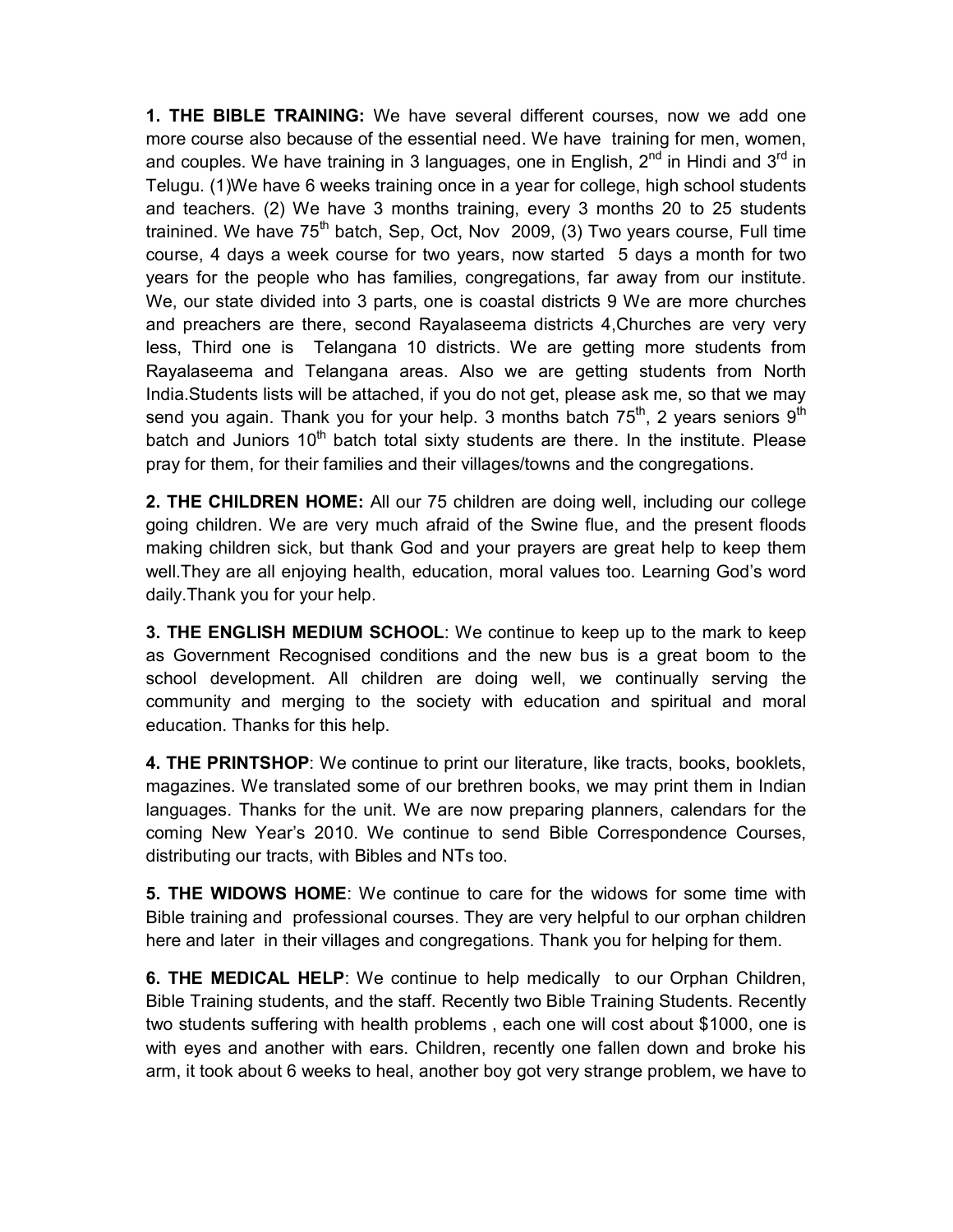**1. THE BIBLE TRAINING:** We have several different courses, now we add one more course also because of the essential need. We have training for men, women, and couples. We have training in 3 languages, one in English, 2nd in Hindi and 3rd in Telugu. (1)We have 6 weeks training once in a year for college, high school students and teachers. (2) We have 3 months training, every 3 months 20 to 25 students trainined. We have 75th batch, Sep, Oct, Nov 2009, (3) Two years course, Full time course, 4 days a week course for two years, now started 5 days a month for two years for the people who has families, congregations, far away from our institute. We, our state divided into 3 parts, one is coastal districts 9 We are more churches and preachers are there, second Rayalaseema districts 4,Churches are very very less, Third one is Telangana 10 districts. We are getting more students from Rayalaseema and Telangana areas. Also we are getting students from North India.Students lists will be attached, if you do not get, please ask me, so that we may send you again. Thank you for your help. 3 months batch 75th, 2 years seniors 9th batch and Juniors 10th batch total sixty students are there. In the institute. Please pray for them, for their families and their villages/towns and the congregations.

**2. THE CHILDREN HOME:** All our 75 children are doing well, including our college going children. We are very much afraid of the Swine flue, and the present floods making children sick, but thank God and your prayers are great help to keep them well.They are all enjoying health, education, moral values too. Learning God's word daily.Thank you for your help.

**3. THE ENGLISH MEDIUM SCHOOL**: We continue to keep up to the mark to keep as Government Recognised conditions and the new bus is a great boom to the school development. All children are doing well, we continually serving the community and merging to the society with education and spiritual and moral education. Thanks for this help.

**4. THE PRINTSHOP**: We continue to print our literature, like tracts, books, booklets, magazines. We translated some of our brethren books, we may print them in Indian languages. Thanks for the unit. We are now preparing planners, calendars for the coming New Year's 2010. We continue to send Bible Correspondence Courses, distributing our tracts, with Bibles and NTs too.

**5. THE WIDOWS HOME**: We continue to care for the widows for some time with Bible training and professional courses. They are very helpful to our orphan children here and later in their villages and congregations. Thank you for helping for them.

**6. THE MEDICAL HELP**: We continue to help medically to our Orphan Children, Bible Training students, and the staff. Recently two Bible Training Students. Recently two students suffering with health problems , each one will cost about $1000, one is with eyes and another with ears. Children, recently one fallen down and broke his arm, it took about 6 weeks to heal, another boy got very strange problem, we have to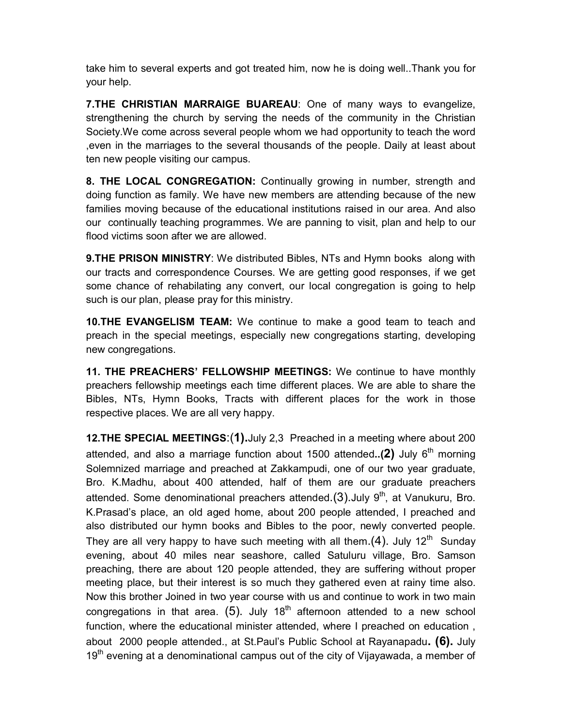take him to several experts and got treated him, now he is doing well..Thank you for your help.

**7.THE CHRISTIAN MARRAIGE BUAREAU**: One of many ways to evangelize, strengthening the church by serving the needs of the community in the Christian Society.We come across several people whom we had opportunity to teach the word ,even in the marriages to the several thousands of the people. Daily at least about ten new people visiting our campus.

**8. THE LOCAL CONGREGATION:** Continually growing in number, strength and doing function as family. We have new members are attending because of the new families moving because of the educational institutions raised in our area. And also our continually teaching programmes. We are panning to visit, plan and help to our flood victims soon after we are allowed.

**9.THE PRISON MINISTRY**: We distributed Bibles, NTs and Hymn books along with our tracts and correspondence Courses. We are getting good responses, if we get some chance of rehabilating any convert, our local congregation is going to help such is our plan, please pray for this ministry.

**10.THE EVANGELISM TEAM:** We continue to make a good team to teach and preach in the special meetings, especially new congregations starting, developing new congregations.

**11. THE PREACHERS' FELLOWSHIP MEETINGS:** We continue to have monthly preachers fellowship meetings each time different places. We are able to share the Bibles, NTs, Hymn Books, Tracts with different places for the work in those respective places. We are all very happy.

**12.THE SPECIAL MEETINGS**:**(1).**July 2,3 Preached in a meeting where about 200 attended, and also a marriage function about 1500 attended**..(2)** July 6th morning Solemnized marriage and preached at Zakkampudi, one of our two year graduate, Bro. K.Madhu, about 400 attended, half of them are our graduate preachers attended. Some denominational preachers attended.(3).July 9th, at Vanukuru, Bro. K.Prasad's place, an old aged home, about 200 people attended, I preached and also distributed our hymn books and Bibles to the poor, newly converted people. They are all very happy to have such meeting with all them.(4). July 12th Sunday evening, about 40 miles near seashore, called Satuluru village, Bro. Samson preaching, there are about 120 people attended, they are suffering without proper meeting place, but their interest is so much they gathered even at rainy time also. Now this brother Joined in two year course with us and continue to work in two main congregations in that area. (5). July 18th afternoon attended to a new school function, where the educational minister attended, where I preached on education , about 2000 people attended., at St.Paul's Public School at Rayanapadu**. (6).** July 19th evening at a denominational campus out of the city of Vijayawada, a member of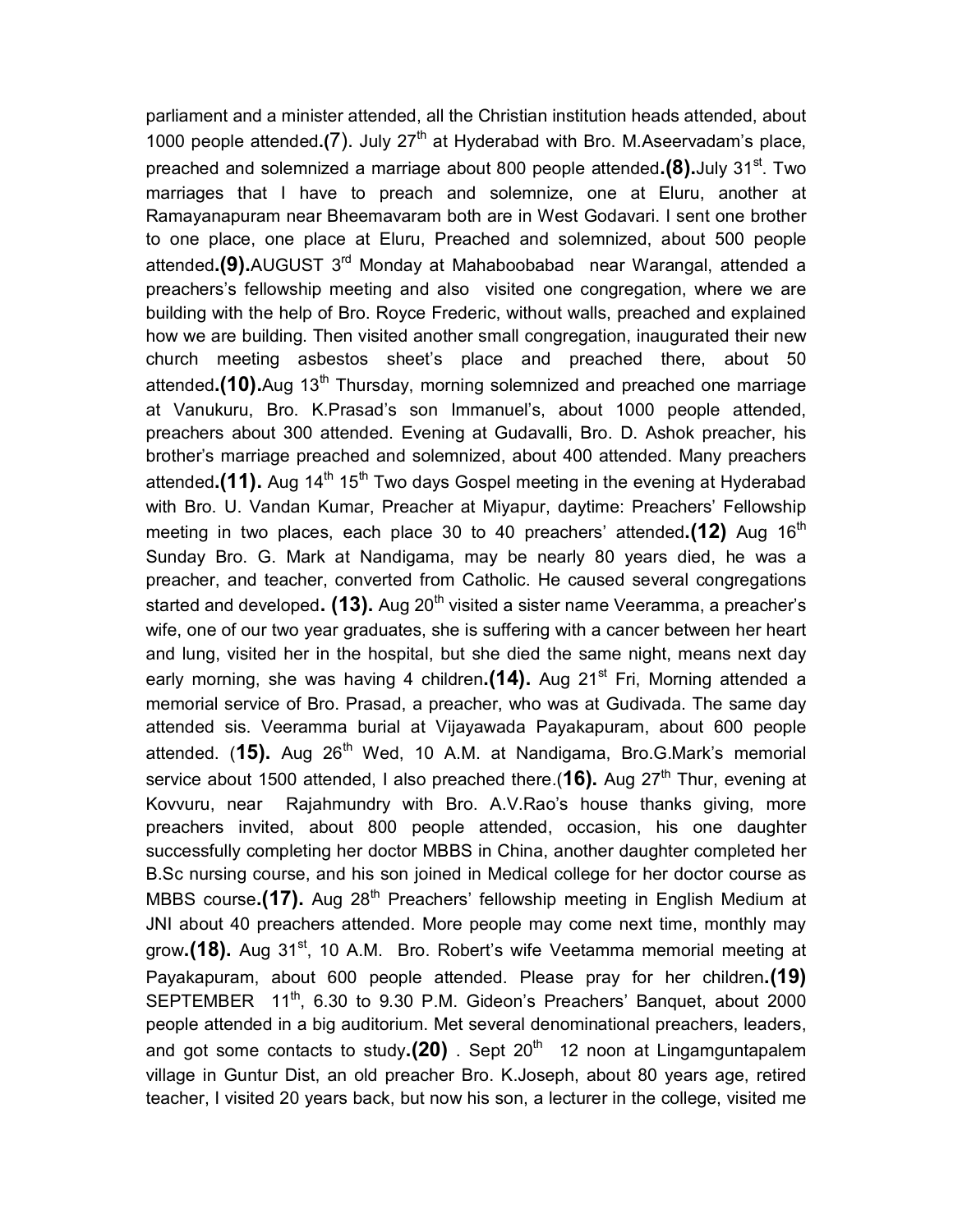parliament and a minister attended, all the Christian institution heads attended, about 1000 people attended**.(7)**. July 27th at Hyderabad with Bro. M.Aseervadam's place, preached and solemnized a marriage about 800 people attended**.(8).**July 31st. Two marriages that I have to preach and solemnize, one at Eluru, another at Ramayanapuram near Bheemavaram both are in West Godavari. I sent one brother to one place, one place at Eluru, Preached and solemnized, about 500 people attended**.(9).**AUGUST 3rd Monday at Mahaboobabad near Warangal, attended a preachers's fellowship meeting and also visited one congregation, where we are building with the help of Bro. Royce Frederic, without walls, preached and explained how we are building. Then visited another small congregation, inaugurated their new church meeting asbestos sheet's place and preached there, about 50 attended**.(10).**Aug 13th Thursday, morning solemnized and preached one marriage at Vanukuru, Bro. K.Prasad's son Immanuel's, about 1000 people attended, preachers about 300 attended. Evening at Gudavalli, Bro. D. Ashok preacher, his brother's marriage preached and solemnized, about 400 attended. Many preachers attended**.(11).** Aug 14th 15th Two days Gospel meeting in the evening at Hyderabad with Bro. U. Vandan Kumar, Preacher at Miyapur, daytime: Preachers' Fellowship meeting in two places, each place 30 to 40 preachers' attended**.(12)** Aug 16th Sunday Bro. G. Mark at Nandigama, may be nearly 80 years died, he was a preacher, and teacher, converted from Catholic. He caused several congregations started and developed**. (13).** Aug 20th visited a sister name Veeramma, a preacher's wife, one of our two year graduates, she is suffering with a cancer between her heart and lung, visited her in the hospital, but she died the same night, means next day early morning, she was having 4 children**.(14).** Aug 21st Fri, Morning attended a memorial service of Bro. Prasad, a preacher, who was at Gudivada. The same day attended sis. Veeramma burial at Vijayawada Payakapuram, about 600 people attended. (**15).** Aug 26th Wed, 10 A.M. at Nandigama, Bro.G.Mark's memorial service about 1500 attended, I also preached there.(**16).** Aug 27th Thur, evening at Kovvuru, near Rajahmundry with Bro. A.V.Rao's house thanks giving, more preachers invited, about 800 people attended, occasion, his one daughter successfully completing her doctor MBBS in China, another daughter completed her B.Sc nursing course, and his son joined in Medical college for her doctor course as MBBS course**.(17).** Aug 28th Preachers' fellowship meeting in English Medium at JNI about 40 preachers attended. More people may come next time, monthly may grow**.(18).** Aug 31st, 10 A.M. Bro. Robert's wife Veetamma memorial meeting at Payakapuram, about 600 people attended. Please pray for her children**.(19)** SEPTEMBER 11th, 6.30 to 9.30 P.M. Gideon's Preachers' Banquet, about 2000 people attended in a big auditorium. Met several denominational preachers, leaders, and got some contacts to study**.(20)** . Sept 20th 12 noon at Lingamguntapalem village in Guntur Dist, an old preacher Bro. K.Joseph, about 80 years age, retired teacher, I visited 20 years back, but now his son, a lecturer in the college, visited me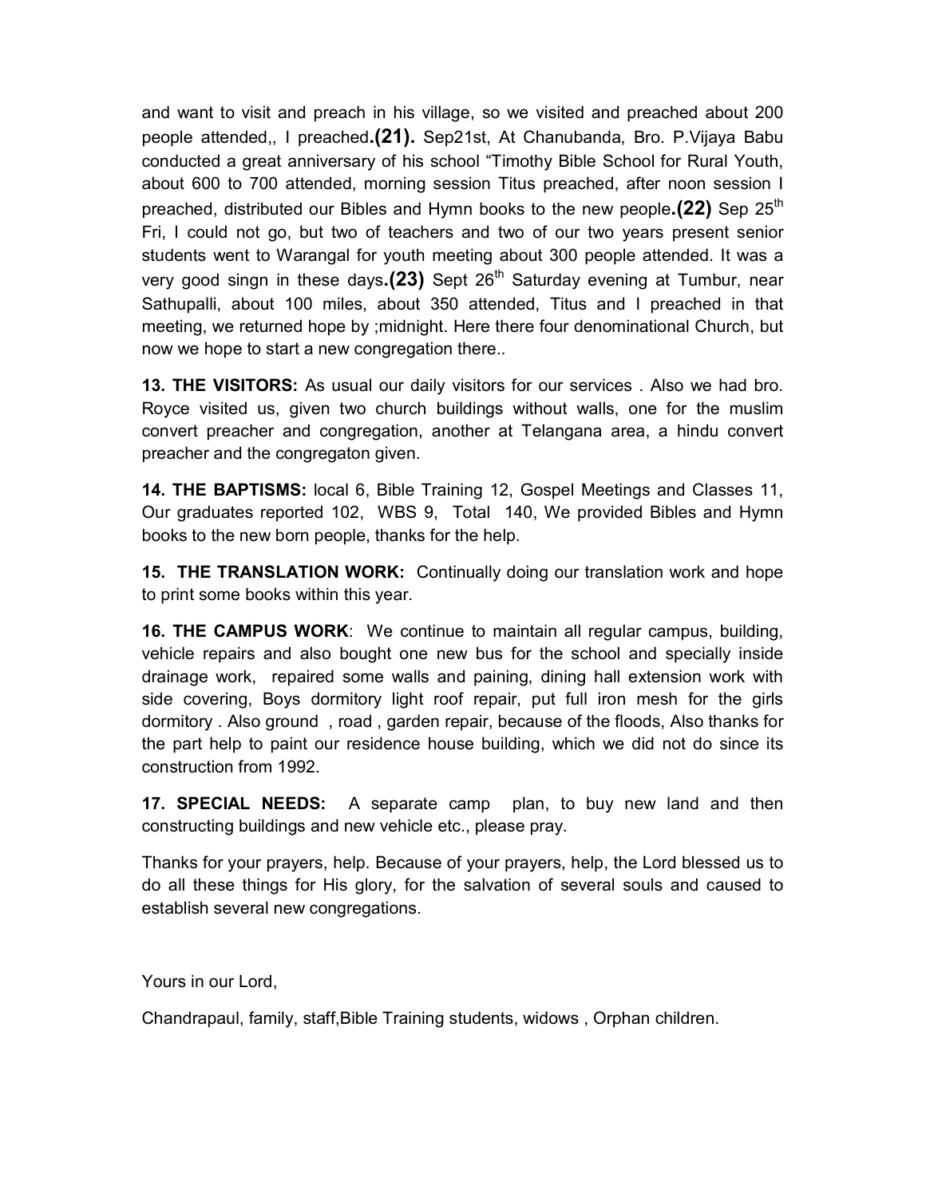and want to visit and preach in his village, so we visited and preached about 200 people attended,, I preached**.(21).** Sep21st, At Chanubanda, Bro. P.Vijaya Babu conducted a great anniversary of his school "Timothy Bible School for Rural Youth, about 600 to 700 attended, morning session Titus preached, after noon session I preached, distributed our Bibles and Hymn books to the new people**.(22)** Sep 25th Fri, I could not go, but two of teachers and two of our two years present senior students went to Warangal for youth meeting about 300 people attended. It was a very good singn in these days**.(23)** Sept 26th Saturday evening at Tumbur, near Sathupalli, about 100 miles, about 350 attended, Titus and I preached in that meeting, we returned hope by ;midnight. Here there four denominational Church, but now we hope to start a new congregation there..

**13. THE VISITORS:** As usual our daily visitors for our services . Also we had bro. Royce visited us, given two church buildings without walls, one for the muslim convert preacher and congregation, another at Telangana area, a hindu convert preacher and the congregaton given.

**14. THE BAPTISMS:** local 6, Bible Training 12, Gospel Meetings and Classes 11, Our graduates reported 102, WBS 9, Total 140, We provided Bibles and Hymn books to the new born people, thanks for the help.

**15. THE TRANSLATION WORK:** Continually doing our translation work and hope to print some books within this year.

**16. THE CAMPUS WORK**: We continue to maintain all regular campus, building, vehicle repairs and also bought one new bus for the school and specially inside drainage work, repaired some walls and paining, dining hall extension work with side covering, Boys dormitory light roof repair, put full iron mesh for the girls dormitory . Also ground , road , garden repair, because of the floods, Also thanks for the part help to paint our residence house building, which we did not do since its construction from 1992.

**17. SPECIAL NEEDS:** A separate camp plan, to buy new land and then constructing buildings and new vehicle etc., please pray.

Thanks for your prayers, help. Because of your prayers, help, the Lord blessed us to do all these things for His glory, for the salvation of several souls and caused to establish several new congregations.

Yours in our Lord,

Chandrapaul, family, staff,Bible Training students, widows , Orphan children.